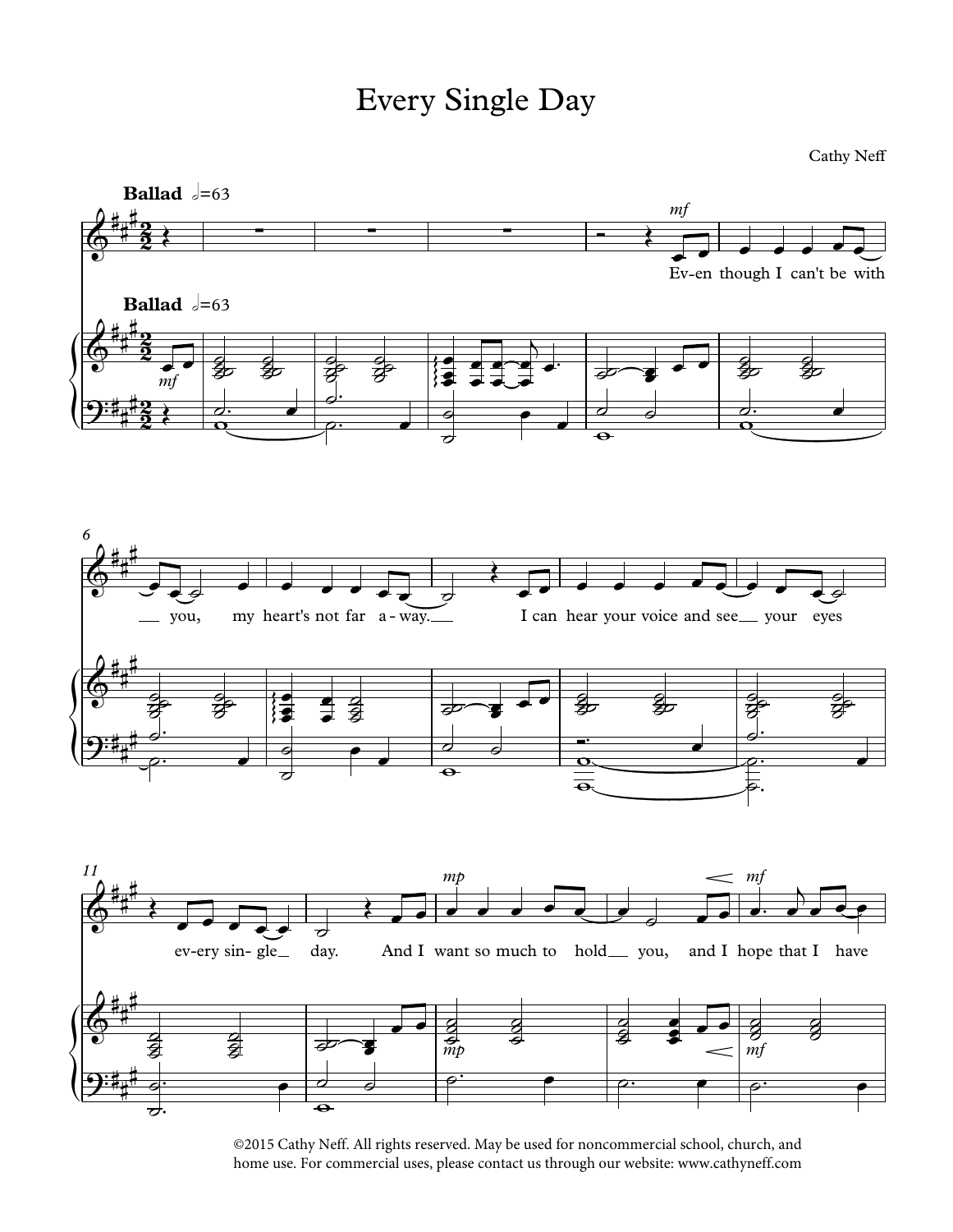# Every Single Day

Cathy Neff

**Ballad** 𝅗𝅥=63

Ev-en though I can't be with you, my heart's not far a-way. I can hear your voice and see your eyes ev-ery sin-gle day. And I want so much to hold you, and I hope that I have

©2015 Cathy Neff. All rights reserved. May be used for noncommercial school, church, and home use. For commercial uses, please contact us through our website: www.cathyneff.com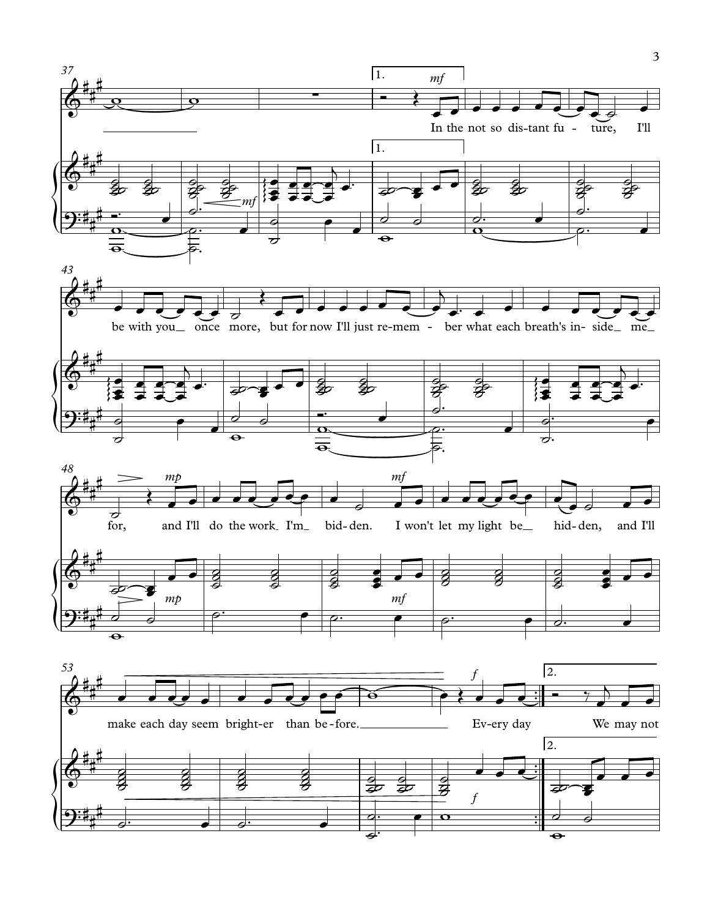In the not so distant future, I'll be with you once more, but for now I'll just remember what each breath's inside me for, and I'll do the work I'm bidden. I won't let my light be hidden, and I'll make each day seem brighter than before. Every day We may not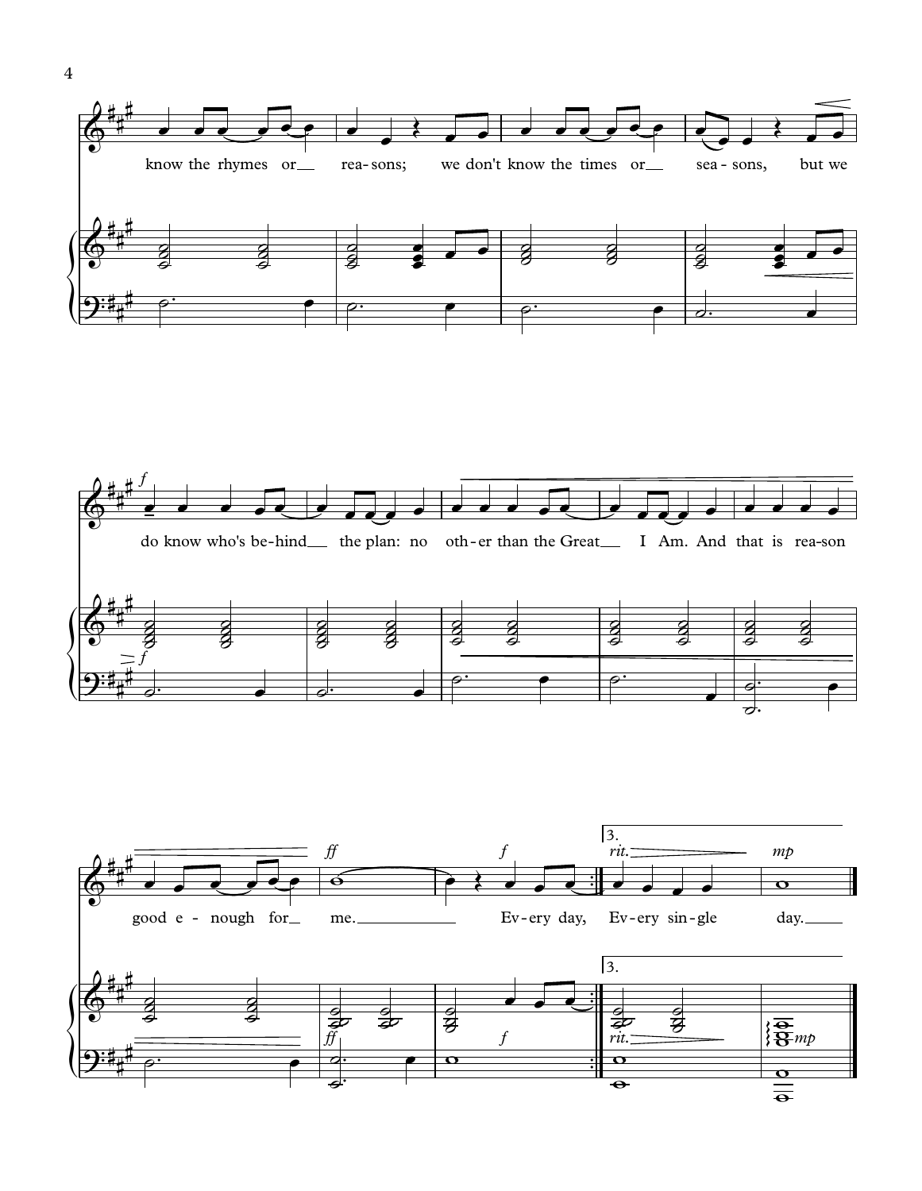know the rhymes or rea-sons; we don't know the times or sea-sons, but we

*f*

do know who's be-hind the plan: no oth-er than the Great I Am. And that is rea-son

good e-nough for me. Ev-ery day, Ev-ery sin-gle day.

*ff* *f* 3. *rit.* *mp*